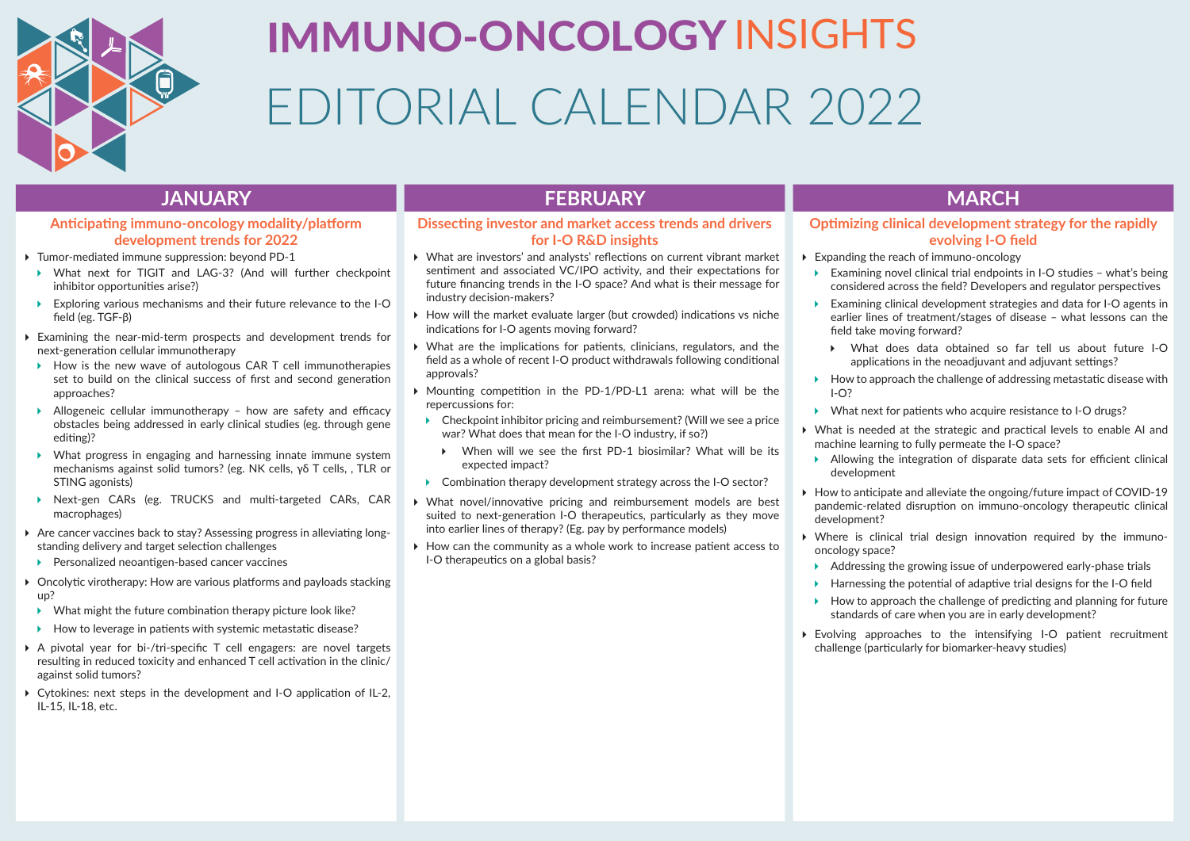# IMMUNO-ONCOLOGY INSIGHTS

# EDITORIAL CALENDAR 2022

## JANUARY

### Anticipating immuno-oncology modality/platform development trends for 2022

- Tumor-mediated immune suppression: beyond PD-1
  - What next for TIGIT and LAG-3? (And will further checkpoint inhibitor opportunities arise?)
  - Exploring various mechanisms and their future relevance to the I-O field (eg. TGF-β)
- Examining the near-mid-term prospects and development trends for next-generation cellular immunotherapy
  - How is the new wave of autologous CAR T cell immunotherapies set to build on the clinical success of first and second generation approaches?
  - Allogeneic cellular immunotherapy – how are safety and efficacy obstacles being addressed in early clinical studies (eg. through gene editing)?
  - What progress in engaging and harnessing innate immune system mechanisms against solid tumors? (eg. NK cells, γδ T cells, , TLR or STING agonists)
  - Next-gen CARs (eg. TRUCKS and multi-targeted CARs, CAR macrophages)
- Are cancer vaccines back to stay? Assessing progress in alleviating long-standing delivery and target selection challenges
  - Personalized neoantigen-based cancer vaccines
- Oncolytic virotherapy: How are various platforms and payloads stacking up?
  - What might the future combination therapy picture look like?
  - How to leverage in patients with systemic metastatic disease?
- A pivotal year for bi-/tri-specific T cell engagers: are novel targets resulting in reduced toxicity and enhanced T cell activation in the clinic/ against solid tumors?
- Cytokines: next steps in the development and I-O application of IL-2, IL-15, IL-18, etc.

## FEBRUARY

### Dissecting investor and market access trends and drivers for I-O R&D insights

- What are investors' and analysts' reflections on current vibrant market sentiment and associated VC/IPO activity, and their expectations for future financing trends in the I-O space? And what is their message for industry decision-makers?
- How will the market evaluate larger (but crowded) indications vs niche indications for I-O agents moving forward?
- What are the implications for patients, clinicians, regulators, and the field as a whole of recent I-O product withdrawals following conditional approvals?
- Mounting competition in the PD-1/PD-L1 arena: what will be the repercussions for:
  - Checkpoint inhibitor pricing and reimbursement? (Will we see a price war? What does that mean for the I-O industry, if so?)
    - When will we see the first PD-1 biosimilar? What will be its expected impact?
  - Combination therapy development strategy across the I-O sector?
- What novel/innovative pricing and reimbursement models are best suited to next-generation I-O therapeutics, particularly as they move into earlier lines of therapy? (Eg. pay by performance models)
- How can the community as a whole work to increase patient access to I-O therapeutics on a global basis?

## MARCH

### Optimizing clinical development strategy for the rapidly evolving I-O field

- Expanding the reach of immuno-oncology
  - Examining novel clinical trial endpoints in I-O studies – what's being considered across the field? Developers and regulator perspectives
  - Examining clinical development strategies and data for I-O agents in earlier lines of treatment/stages of disease – what lessons can the field take moving forward?
    - What does data obtained so far tell us about future I-O applications in the neoadjuvant and adjuvant settings?
  - How to approach the challenge of addressing metastatic disease with I-O?
  - What next for patients who acquire resistance to I-O drugs?
- What is needed at the strategic and practical levels to enable AI and machine learning to fully permeate the I-O space?
  - Allowing the integration of disparate data sets for efficient clinical development
- How to anticipate and alleviate the ongoing/future impact of COVID-19 pandemic-related disruption on immuno-oncology therapeutic clinical development?
- Where is clinical trial design innovation required by the immuno-oncology space?
  - Addressing the growing issue of underpowered early-phase trials
  - Harnessing the potential of adaptive trial designs for the I-O field
  - How to approach the challenge of predicting and planning for future standards of care when you are in early development?
- Evolving approaches to the intensifying I-O patient recruitment challenge (particularly for biomarker-heavy studies)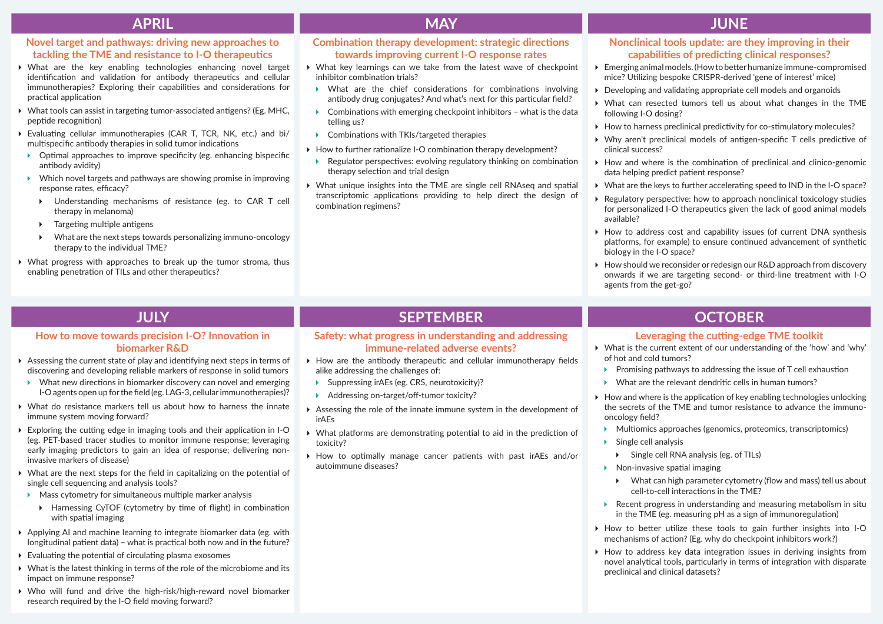## APRIL

### Novel target and pathways: driving new approaches to tackling the TME and resistance to I-O therapeutics

- What are the key enabling technologies enhancing novel target identification and validation for antibody therapeutics and cellular immunotherapies? Exploring their capabilities and considerations for practical application
- What tools can assist in targeting tumor-associated antigens? (Eg. MHC, peptide recognition)
- Evaluating cellular immunotherapies (CAR T, TCR, NK, etc.) and bi/multispecific antibody therapies in solid tumor indications
  - Optimal approaches to improve specificity (eg. enhancing bispecific antibody avidity)
  - Which novel targets and pathways are showing promise in improving response rates, efficacy?
    - Understanding mechanisms of resistance (eg. to CAR T cell therapy in melanoma)
    - Targeting multiple antigens
    - What are the next steps towards personalizing immuno-oncology therapy to the individual TME?
- What progress with approaches to break up the tumor stroma, thus enabling penetration of TILs and other therapeutics?

## MAY

### Combination therapy development: strategic directions towards improving current I-O response rates

- What key learnings can we take from the latest wave of checkpoint inhibitor combination trials?
  - What are the chief considerations for combinations involving antibody drug conjugates? And what's next for this particular field?
  - Combinations with emerging checkpoint inhibitors – what is the data telling us?
  - Combinations with TKIs/targeted therapies
- How to further rationalize I-O combination therapy development?
  - Regulator perspectives: evolving regulatory thinking on combination therapy selection and trial design
- What unique insights into the TME are single cell RNAseq and spatial transcriptomic applications providing to help direct the design of combination regimens?

## JUNE

### Nonclinical tools update: are they improving in their capabilities of predicting clinical responses?

- Emerging animal models. (How to better humanize immune-compromised mice? Utilizing bespoke CRISPR-derived 'gene of interest' mice)
- Developing and validating appropriate cell models and organoids
- What can resected tumors tell us about what changes in the TME following I-O dosing?
- How to harness preclinical predictivity for co-stimulatory molecules?
- Why aren't preclinical models of antigen-specific T cells predictive of clinical success?
- How and where is the combination of preclinical and clinico-genomic data helping predict patient response?
- What are the keys to further accelerating speed to IND in the I-O space?
- Regulatory perspective: how to approach nonclinical toxicology studies for personalized I-O therapeutics given the lack of good animal models available?
- How to address cost and capability issues (of current DNA synthesis platforms, for example) to ensure continued advancement of synthetic biology in the I-O space?
- How should we reconsider or redesign our R&D approach from discovery onwards if we are targeting second- or third-line treatment with I-O agents from the get-go?

## JULY

### How to move towards precision I-O? Innovation in biomarker R&D

- Assessing the current state of play and identifying next steps in terms of discovering and developing reliable markers of response in solid tumors
  - What new directions in biomarker discovery can novel and emerging I-O agents open up for the field (eg. LAG-3, cellular immunotherapies)?
- What do resistance markers tell us about how to harness the innate immune system moving forward?
- Exploring the cutting edge in imaging tools and their application in I-O (eg. PET-based tracer studies to monitor immune response; leveraging early imaging predictors to gain an idea of response; delivering non-invasive markers of disease)
- What are the next steps for the field in capitalizing on the potential of single cell sequencing and analysis tools?
  - Mass cytometry for simultaneous multiple marker analysis
    - Harnessing CyTOF (cytometry by time of flight) in combination with spatial imaging
- Applying AI and machine learning to integrate biomarker data (eg. with longitudinal patient data) – what is practical both now and in the future?
- Evaluating the potential of circulating plasma exosomes
- What is the latest thinking in terms of the role of the microbiome and its impact on immune response?
- Who will fund and drive the high-risk/high-reward novel biomarker research required by the I-O field moving forward?

## SEPTEMBER

### Safety: what progress in understanding and addressing immune-related adverse events?

- How are the antibody therapeutic and cellular immunotherapy fields alike addressing the challenges of:
  - Suppressing irAEs (eg. CRS, neurotoxicity)?
  - Addressing on-target/off-tumor toxicity?
- Assessing the role of the innate immune system in the development of irAEs
- What platforms are demonstrating potential to aid in the prediction of toxicity?
- How to optimally manage cancer patients with past irAEs and/or autoimmune diseases?

## OCTOBER

### Leveraging the cutting-edge TME toolkit

- What is the current extent of our understanding of the 'how' and 'why' of hot and cold tumors?
  - Promising pathways to addressing the issue of T cell exhaustion
  - What are the relevant dendritic cells in human tumors?
- How and where is the application of key enabling technologies unlocking the secrets of the TME and tumor resistance to advance the immuno-oncology field?
  - Multiomics approaches (genomics, proteomics, transcriptomics)
  - Single cell analysis
    - Single cell RNA analysis (eg. of TILs)
  - Non-invasive spatial imaging
    - What can high parameter cytometry (flow and mass) tell us about cell-to-cell interactions in the TME?
  - Recent progress in understanding and measuring metabolism in situ in the TME (eg. measuring pH as a sign of immunoregulation)
- How to better utilize these tools to gain further insights into I-O mechanisms of action? (Eg. why do checkpoint inhibitors work?)
- How to address key data integration issues in deriving insights from novel analytical tools, particularly in terms of integration with disparate preclinical and clinical datasets?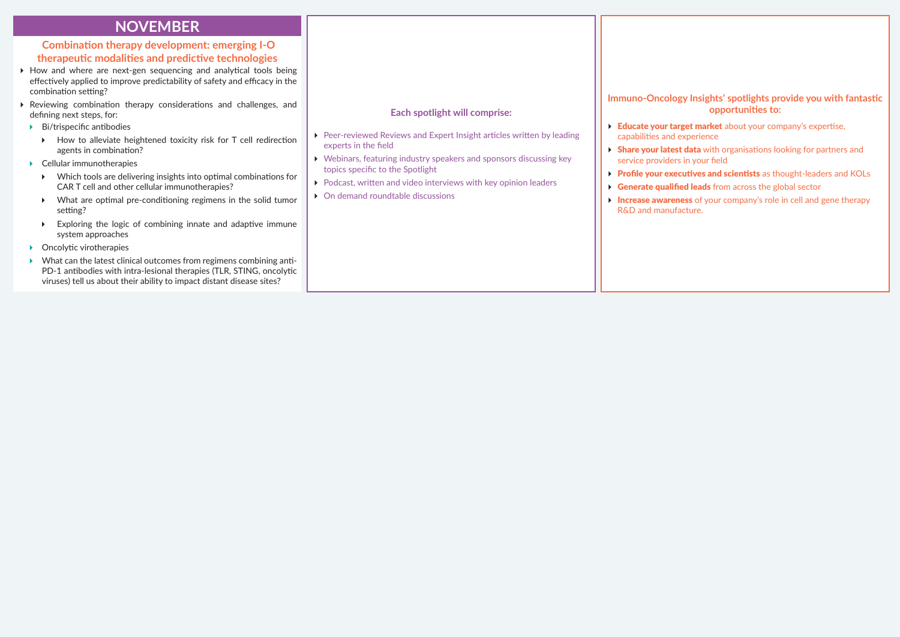## NOVEMBER

### Combination therapy development: emerging I-O therapeutic modalities and predictive technologies

- How and where are next-gen sequencing and analytical tools being effectively applied to improve predictability of safety and efficacy in the combination setting?
- Reviewing combination therapy considerations and challenges, and defining next steps, for:
  - Bi/trispecific antibodies
    - How to alleviate heightened toxicity risk for T cell redirection agents in combination?
  - Cellular immunotherapies
    - Which tools are delivering insights into optimal combinations for CAR T cell and other cellular immunotherapies?
    - What are optimal pre-conditioning regimens in the solid tumor setting?
    - Exploring the logic of combining innate and adaptive immune system approaches
  - Oncolytic virotherapies
  - What can the latest clinical outcomes from regimens combining anti-PD-1 antibodies with intra-lesional therapies (TLR, STING, oncolytic viruses) tell us about their ability to impact distant disease sites?

**Each spotlight will comprise:**

- Peer-reviewed Reviews and Expert Insight articles written by leading experts in the field
- Webinars, featuring industry speakers and sponsors discussing key topics specific to the Spotlight
- Podcast, written and video interviews with key opinion leaders
- On demand roundtable discussions

**Immuno-Oncology Insights' spotlights provide you with fantastic opportunities to:**

- **Educate your target market** about your company's expertise, capabilities and experience
- **Share your latest data** with organisations looking for partners and service providers in your field
- **Profile your executives and scientists** as thought-leaders and KOLs
- **Generate qualified leads** from across the global sector
- **Increase awareness** of your company's role in cell and gene therapy R&D and manufacture.